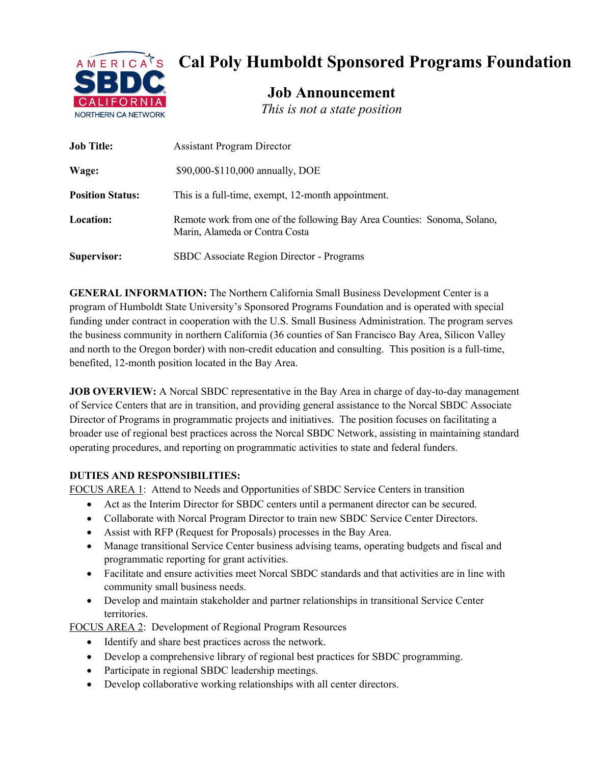# Cal Poly Humboldt Sponsored Programs Foundation

## Job Announcement

*This is not a state position*

| | |
|---|---|
| **Job Title:** | Assistant Program Director |
| **Wage:** | $90,000-$110,000 annually, DOE |
| **Position Status:** | This is a full-time, exempt, 12-month appointment. |
| **Location:** | Remote work from one of the following Bay Area Counties: Sonoma, Solano, Marin, Alameda or Contra Costa |
| **Supervisor:** | SBDC Associate Region Director - Programs |

**GENERAL INFORMATION:** The Northern California Small Business Development Center is a program of Humboldt State University's Sponsored Programs Foundation and is operated with special funding under contract in cooperation with the U.S. Small Business Administration. The program serves the business community in northern California (36 counties of San Francisco Bay Area, Silicon Valley and north to the Oregon border) with non-credit education and consulting. This position is a full-time, benefited, 12-month position located in the Bay Area.

**JOB OVERVIEW:** A Norcal SBDC representative in the Bay Area in charge of day-to-day management of Service Centers that are in transition, and providing general assistance to the Norcal SBDC Associate Director of Programs in programmatic projects and initiatives. The position focuses on facilitating a broader use of regional best practices across the Norcal SBDC Network, assisting in maintaining standard operating procedures, and reporting on programmatic activities to state and federal funders.

**DUTIES AND RESPONSIBILITIES:**

FOCUS AREA 1: Attend to Needs and Opportunities of SBDC Service Centers in transition

- Act as the Interim Director for SBDC centers until a permanent director can be secured.
- Collaborate with Norcal Program Director to train new SBDC Service Center Directors.
- Assist with RFP (Request for Proposals) processes in the Bay Area.
- Manage transitional Service Center business advising teams, operating budgets and fiscal and programmatic reporting for grant activities.
- Facilitate and ensure activities meet Norcal SBDC standards and that activities are in line with community small business needs.
- Develop and maintain stakeholder and partner relationships in transitional Service Center territories.

FOCUS AREA 2: Development of Regional Program Resources

- Identify and share best practices across the network.
- Develop a comprehensive library of regional best practices for SBDC programming.
- Participate in regional SBDC leadership meetings.
- Develop collaborative working relationships with all center directors.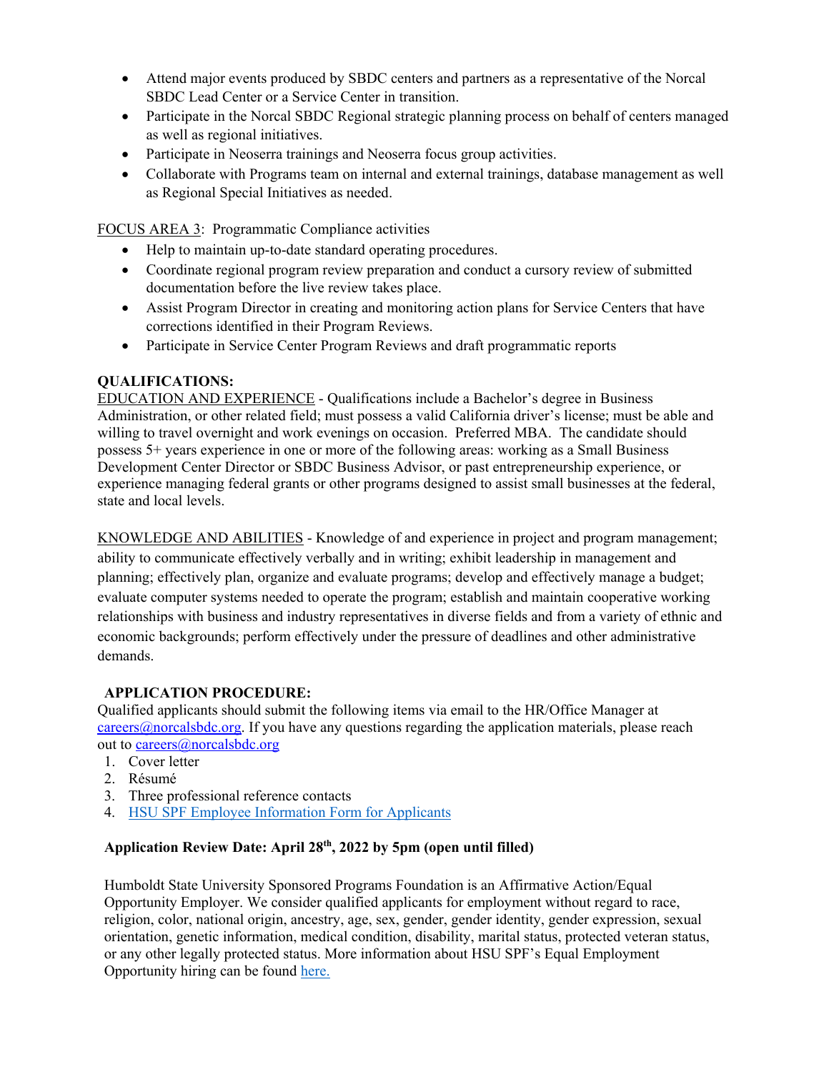- Attend major events produced by SBDC centers and partners as a representative of the Norcal SBDC Lead Center or a Service Center in transition.
- Participate in the Norcal SBDC Regional strategic planning process on behalf of centers managed as well as regional initiatives.
- Participate in Neoserra trainings and Neoserra focus group activities.
- Collaborate with Programs team on internal and external trainings, database management as well as Regional Special Initiatives as needed.

FOCUS AREA 3: Programmatic Compliance activities

- Help to maintain up-to-date standard operating procedures.
- Coordinate regional program review preparation and conduct a cursory review of submitted documentation before the live review takes place.
- Assist Program Director in creating and monitoring action plans for Service Centers that have corrections identified in their Program Reviews.
- Participate in Service Center Program Reviews and draft programmatic reports

**QUALIFICATIONS:**

EDUCATION AND EXPERIENCE - Qualifications include a Bachelor's degree in Business Administration, or other related field; must possess a valid California driver's license; must be able and willing to travel overnight and work evenings on occasion. Preferred MBA. The candidate should possess 5+ years experience in one or more of the following areas: working as a Small Business Development Center Director or SBDC Business Advisor, or past entrepreneurship experience, or experience managing federal grants or other programs designed to assist small businesses at the federal, state and local levels.

KNOWLEDGE AND ABILITIES - Knowledge of and experience in project and program management; ability to communicate effectively verbally and in writing; exhibit leadership in management and planning; effectively plan, organize and evaluate programs; develop and effectively manage a budget; evaluate computer systems needed to operate the program; establish and maintain cooperative working relationships with business and industry representatives in diverse fields and from a variety of ethnic and economic backgrounds; perform effectively under the pressure of deadlines and other administrative demands.

**APPLICATION PROCEDURE:**

Qualified applicants should submit the following items via email to the HR/Office Manager at careers@norcalsbdc.org. If you have any questions regarding the application materials, please reach out to careers@norcalsbdc.org

1. Cover letter
2. Résumé
3. Three professional reference contacts
4. HSU SPF Employee Information Form for Applicants

**Application Review Date: April 28th, 2022 by 5pm (open until filled)**

Humboldt State University Sponsored Programs Foundation is an Affirmative Action/Equal Opportunity Employer. We consider qualified applicants for employment without regard to race, religion, color, national origin, ancestry, age, sex, gender, gender identity, gender expression, sexual orientation, genetic information, medical condition, disability, marital status, protected veteran status, or any other legally protected status. More information about HSU SPF's Equal Employment Opportunity hiring can be found here.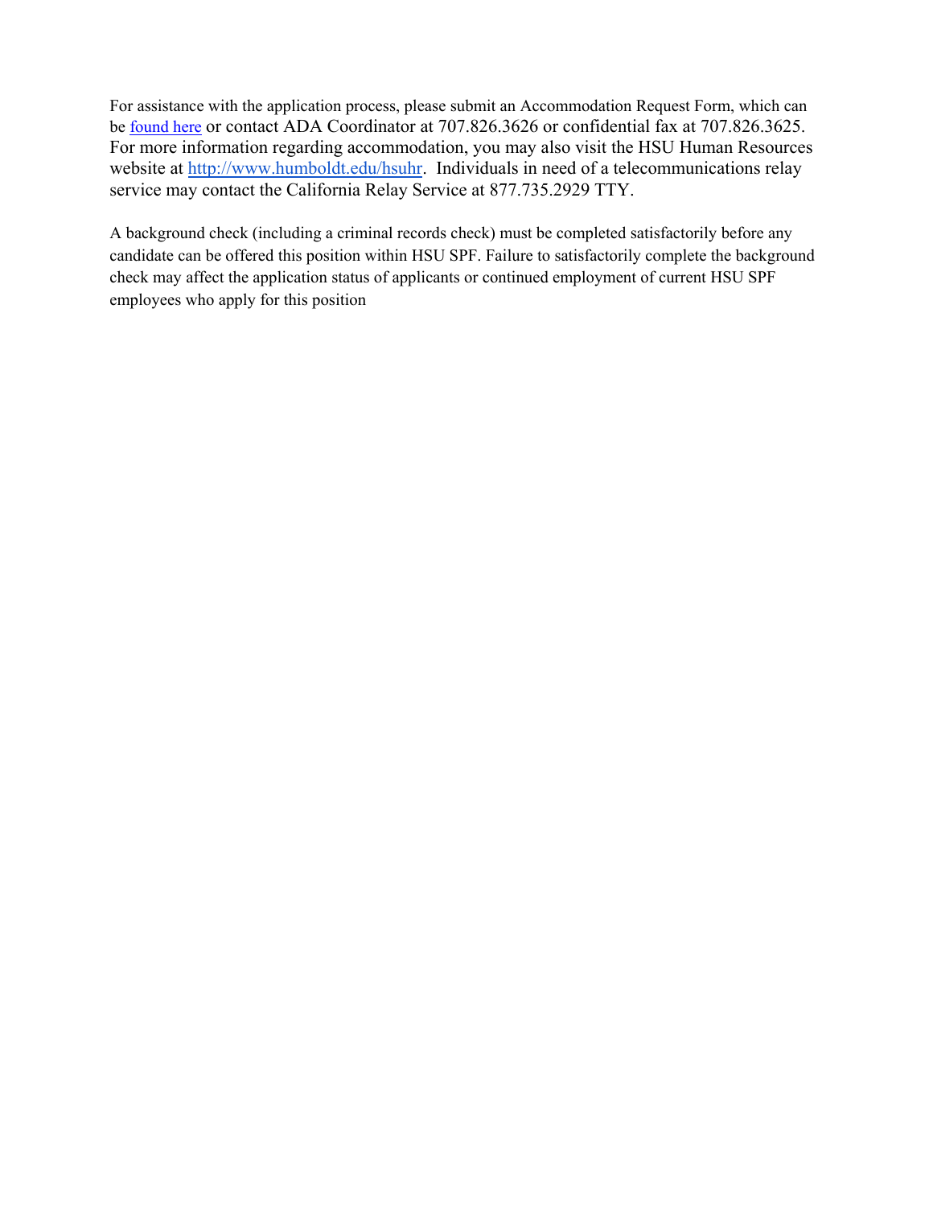For assistance with the application process, please submit an Accommodation Request Form, which can be [found here](#) or contact ADA Coordinator at 707.826.3626 or confidential fax at 707.826.3625. For more information regarding accommodation, you may also visit the HSU Human Resources website at [http://www.humboldt.edu/hsuhr](http://www.humboldt.edu/hsuhr). Individuals in need of a telecommunications relay service may contact the California Relay Service at 877.735.2929 TTY.

A background check (including a criminal records check) must be completed satisfactorily before any candidate can be offered this position within HSU SPF. Failure to satisfactorily complete the background check may affect the application status of applicants or continued employment of current HSU SPF employees who apply for this position